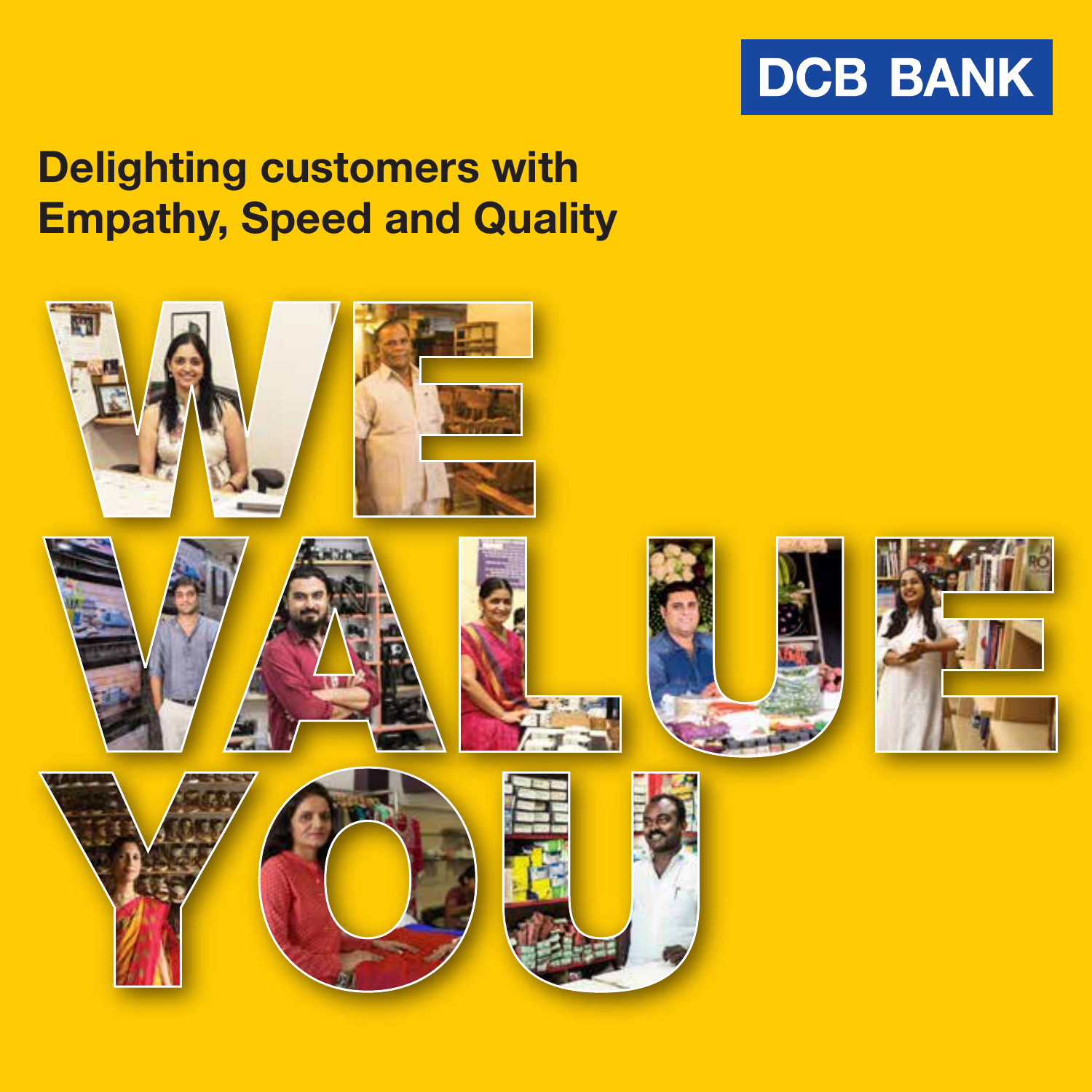DCB BANK

# Delighting customers with Empathy, Speed and Quality

# WE VALUE YOU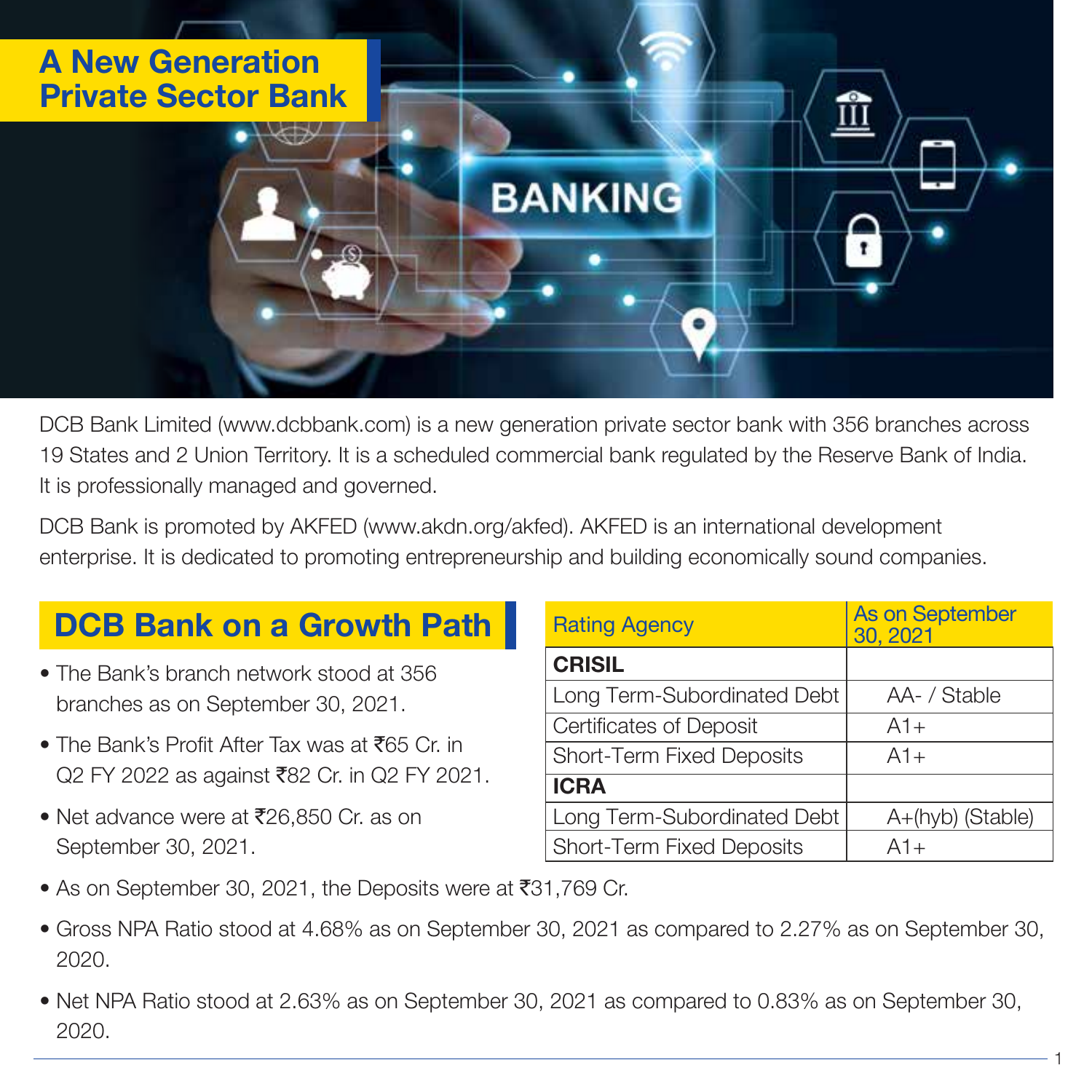# A New Generation Private Sector Bank

DCB Bank Limited (www.dcbbank.com) is a new generation private sector bank with 356 branches across 19 States and 2 Union Territory. It is a scheduled commercial bank regulated by the Reserve Bank of India. It is professionally managed and governed.

DCB Bank is promoted by AKFED (www.akdn.org/akfed). AKFED is an international development enterprise. It is dedicated to promoting entrepreneurship and building economically sound companies.

## DCB Bank on a Growth Path

- The Bank's branch network stood at 356 branches as on September 30, 2021.
- The Bank's Profit After Tax was at ₹65 Cr. in Q2 FY 2022 as against ₹82 Cr. in Q2 FY 2021.
- Net advance were at ₹26,850 Cr. as on September 30, 2021.
- As on September 30, 2021, the Deposits were at ₹31,769 Cr.
- Gross NPA Ratio stood at 4.68% as on September 30, 2021 as compared to 2.27% as on September 30, 2020.
- Net NPA Ratio stood at 2.63% as on September 30, 2021 as compared to 0.83% as on September 30, 2020.

| Rating Agency | As on September 30, 2021 |
|---|---|
| **CRISIL** | |
| Long Term-Subordinated Debt | AA- / Stable |
| Certificates of Deposit | A1+ |
| Short-Term Fixed Deposits | A1+ |
| **ICRA** | |
| Long Term-Subordinated Debt | A+(hyb) (Stable) |
| Short-Term Fixed Deposits | A1+ |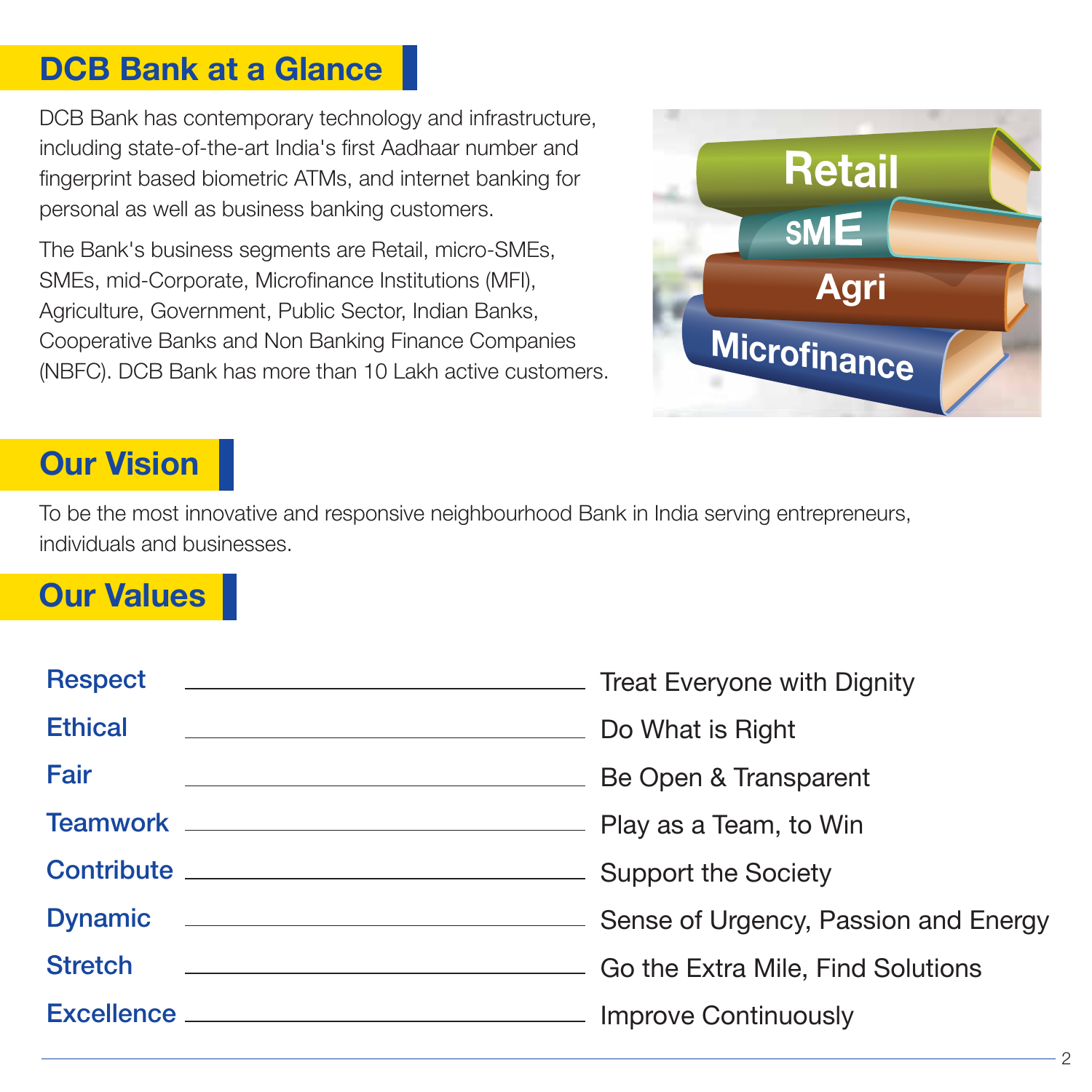## DCB Bank at a Glance

DCB Bank has contemporary technology and infrastructure, including state-of-the-art India's first Aadhaar number and fingerprint based biometric ATMs, and internet banking for personal as well as business banking customers.

The Bank's business segments are Retail, micro-SMEs, SMEs, mid-Corporate, Microfinance Institutions (MFI), Agriculture, Government, Public Sector, Indian Banks, Cooperative Banks and Non Banking Finance Companies (NBFC). DCB Bank has more than 10 Lakh active customers.

## Our Vision

To be the most innovative and responsive neighbourhood Bank in India serving entrepreneurs, individuals and businesses.

## Our Values

| Value | Description |
|---|---|
| **Respect** | Treat Everyone with Dignity |
| **Ethical** | Do What is Right |
| **Fair** | Be Open & Transparent |
| **Teamwork** | Play as a Team, to Win |
| **Contribute** | Support the Society |
| **Dynamic** | Sense of Urgency, Passion and Energy |
| **Stretch** | Go the Extra Mile, Find Solutions |
| **Excellence** | Improve Continuously |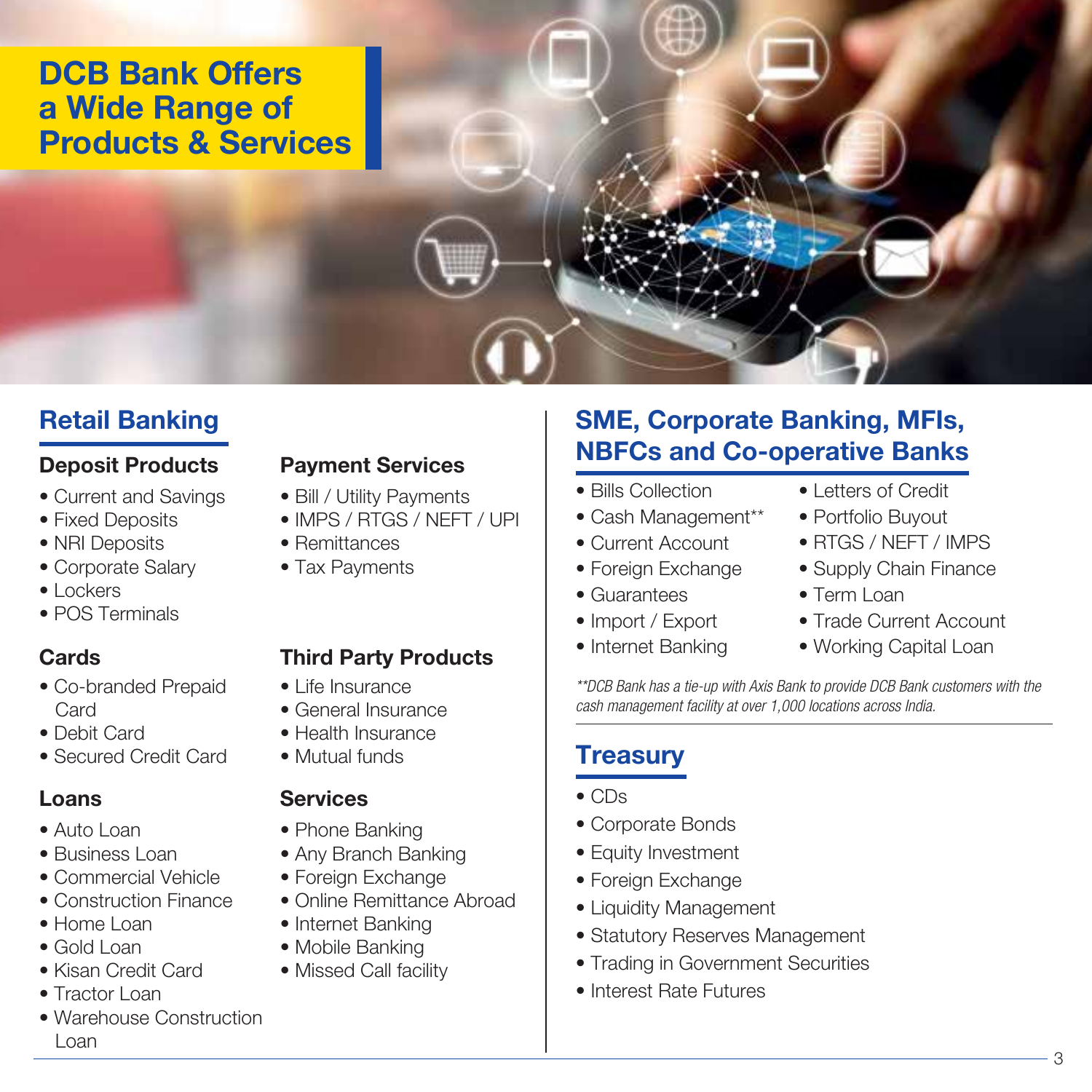# DCB Bank Offers a Wide Range of Products & Services

## Retail Banking

### Deposit Products

- Current and Savings
- Fixed Deposits
- NRI Deposits
- Corporate Salary
- Lockers
- POS Terminals

### Cards

- Co-branded Prepaid Card
- Debit Card
- Secured Credit Card

### Loans

- Auto Loan
- Business Loan
- Commercial Vehicle
- Construction Finance
- Home Loan
- Gold Loan
- Kisan Credit Card
- Tractor Loan
- Warehouse Construction Loan

### Payment Services

- Bill / Utility Payments
- IMPS / RTGS / NEFT / UPI
- Remittances
- Tax Payments

### Third Party Products

- Life Insurance
- General Insurance
- Health Insurance
- Mutual funds

### Services

- Phone Banking
- Any Branch Banking
- Foreign Exchange
- Online Remittance Abroad
- Internet Banking
- Mobile Banking
- Missed Call facility

## SME, Corporate Banking, MFIs, NBFCs and Co-operative Banks

- Bills Collection
- Cash Management**
- Current Account
- Foreign Exchange
- Guarantees
- Import / Export
- Internet Banking
- Letters of Credit
- Portfolio Buyout
- RTGS / NEFT / IMPS
- Supply Chain Finance
- Term Loan
- Trade Current Account
- Working Capital Loan

*\*\*DCB Bank has a tie-up with Axis Bank to provide DCB Bank customers with the cash management facility at over 1,000 locations across India.*

## Treasury

- CDs
- Corporate Bonds
- Equity Investment
- Foreign Exchange
- Liquidity Management
- Statutory Reserves Management
- Trading in Government Securities
- Interest Rate Futures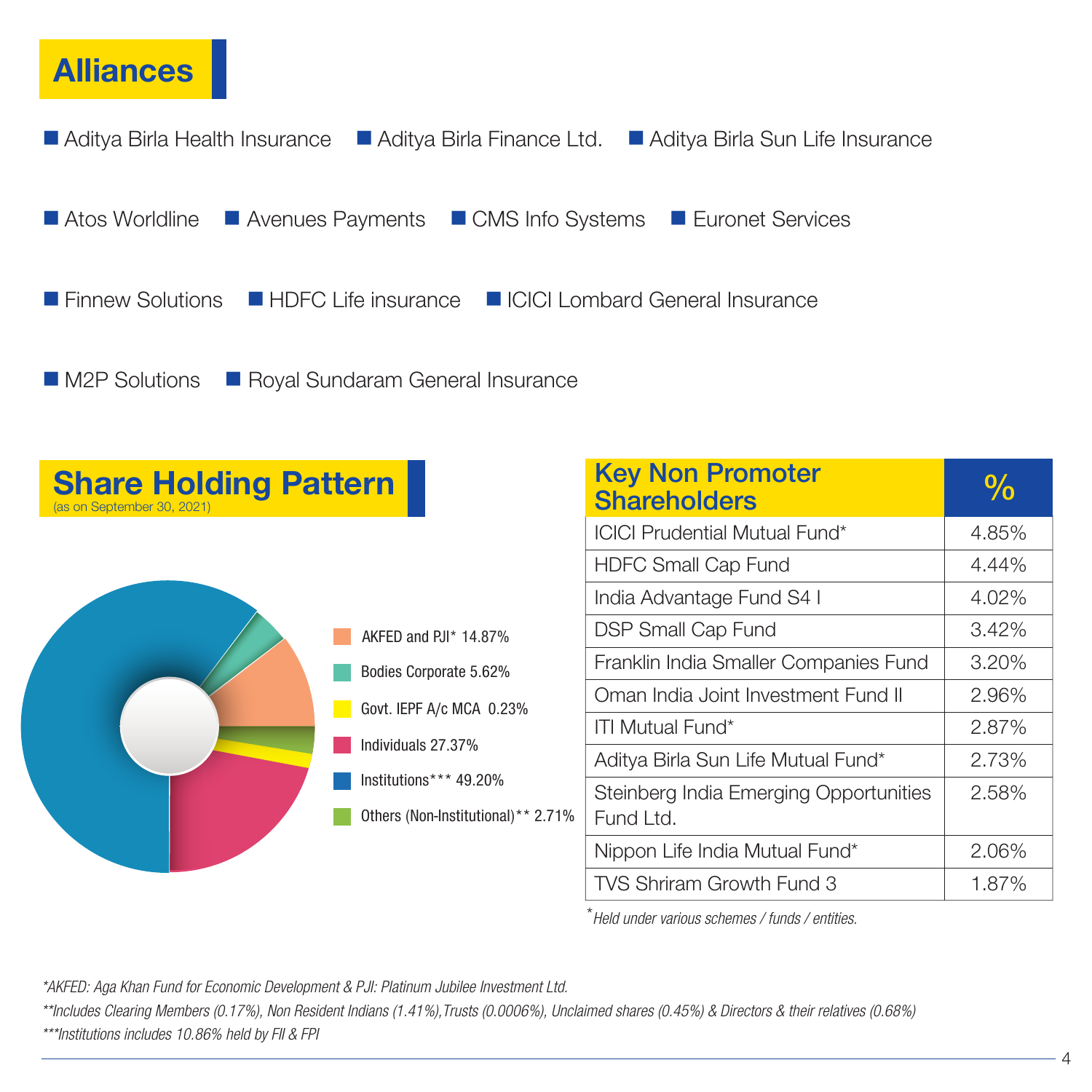## Alliances

- Aditya Birla Health Insurance
- Aditya Birla Finance Ltd.
- Aditya Birla Sun Life Insurance
- Atos Worldline
- Avenues Payments
- CMS Info Systems
- Euronet Services
- Finnew Solutions
- HDFC Life insurance
- ICICI Lombard General Insurance
- M2P Solutions
- Royal Sundaram General Insurance

## Share Holding Pattern

(as on September 30, 2021)

- AKFED and PJI* 14.87%
- Bodies Corporate 5.62%
- Govt. IEPF A/c MCA 0.23%
- Individuals 27.37%
- Institutions*** 49.20%
- Others (Non-Institutional)** 2.71%

| Key Non Promoter Shareholders | % |
|---|---|
| ICICI Prudential Mutual Fund* | 4.85% |
| HDFC Small Cap Fund | 4.44% |
| India Advantage Fund S4 I | 4.02% |
| DSP Small Cap Fund | 3.42% |
| Franklin India Smaller Companies Fund | 3.20% |
| Oman India Joint Investment Fund II | 2.96% |
| ITI Mutual Fund* | 2.87% |
| Aditya Birla Sun Life Mutual Fund* | 2.73% |
| Steinberg India Emerging Opportunities Fund Ltd. | 2.58% |
| Nippon Life India Mutual Fund* | 2.06% |
| TVS Shriram Growth Fund 3 | 1.87% |

*\*Held under various schemes / funds / entities.*

*\*AKFED: Aga Khan Fund for Economic Development & PJI: Platinum Jubilee Investment Ltd.*

*\*\*Includes Clearing Members (0.17%), Non Resident Indians (1.41%),Trusts (0.0006%), Unclaimed shares (0.45%) & Directors & their relatives (0.68%)*

*\*\*\*Institutions includes 10.86% held by FII & FPI*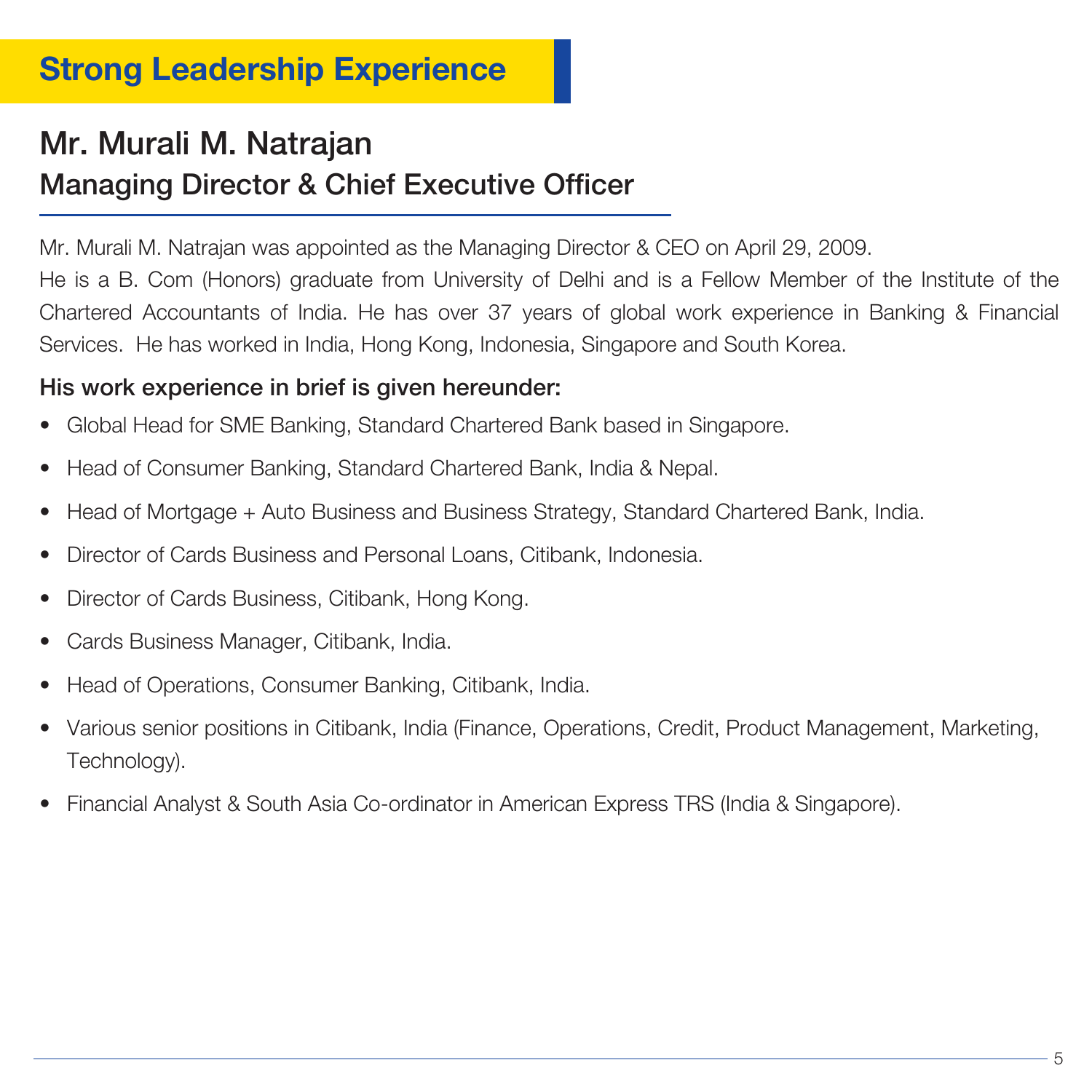# Strong Leadership Experience

## Mr. Murali M. Natrajan

## Managing Director & Chief Executive Officer

Mr. Murali M. Natrajan was appointed as the Managing Director & CEO on April 29, 2009.

He is a B. Com (Honors) graduate from University of Delhi and is a Fellow Member of the Institute of the Chartered Accountants of India. He has over 37 years of global work experience in Banking & Financial Services. He has worked in India, Hong Kong, Indonesia, Singapore and South Korea.

**His work experience in brief is given hereunder:**

- Global Head for SME Banking, Standard Chartered Bank based in Singapore.
- Head of Consumer Banking, Standard Chartered Bank, India & Nepal.
- Head of Mortgage + Auto Business and Business Strategy, Standard Chartered Bank, India.
- Director of Cards Business and Personal Loans, Citibank, Indonesia.
- Director of Cards Business, Citibank, Hong Kong.
- Cards Business Manager, Citibank, India.
- Head of Operations, Consumer Banking, Citibank, India.
- Various senior positions in Citibank, India (Finance, Operations, Credit, Product Management, Marketing, Technology).
- Financial Analyst & South Asia Co-ordinator in American Express TRS (India & Singapore).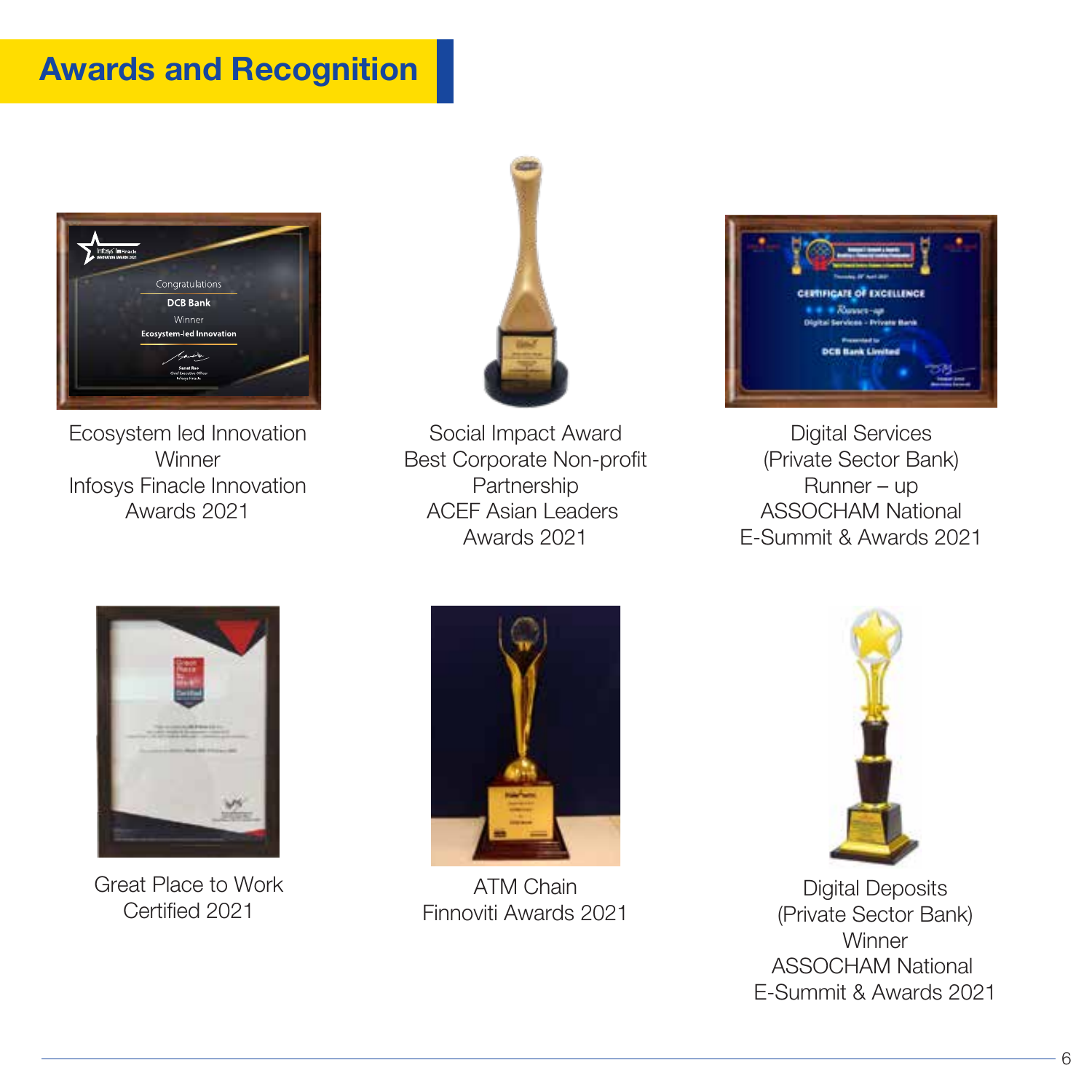## Awards and Recognition

Ecosystem led Innovation
Winner
Infosys Finacle Innovation
Awards 2021

Social Impact Award
Best Corporate Non-profit
Partnership
ACEF Asian Leaders
Awards 2021

Digital Services
(Private Sector Bank)
Runner – up
ASSOCHAM National
E-Summit & Awards 2021

Great Place to Work
Certified 2021

ATM Chain
Finnoviti Awards 2021

Digital Deposits
(Private Sector Bank)
Winner
ASSOCHAM National
E-Summit & Awards 2021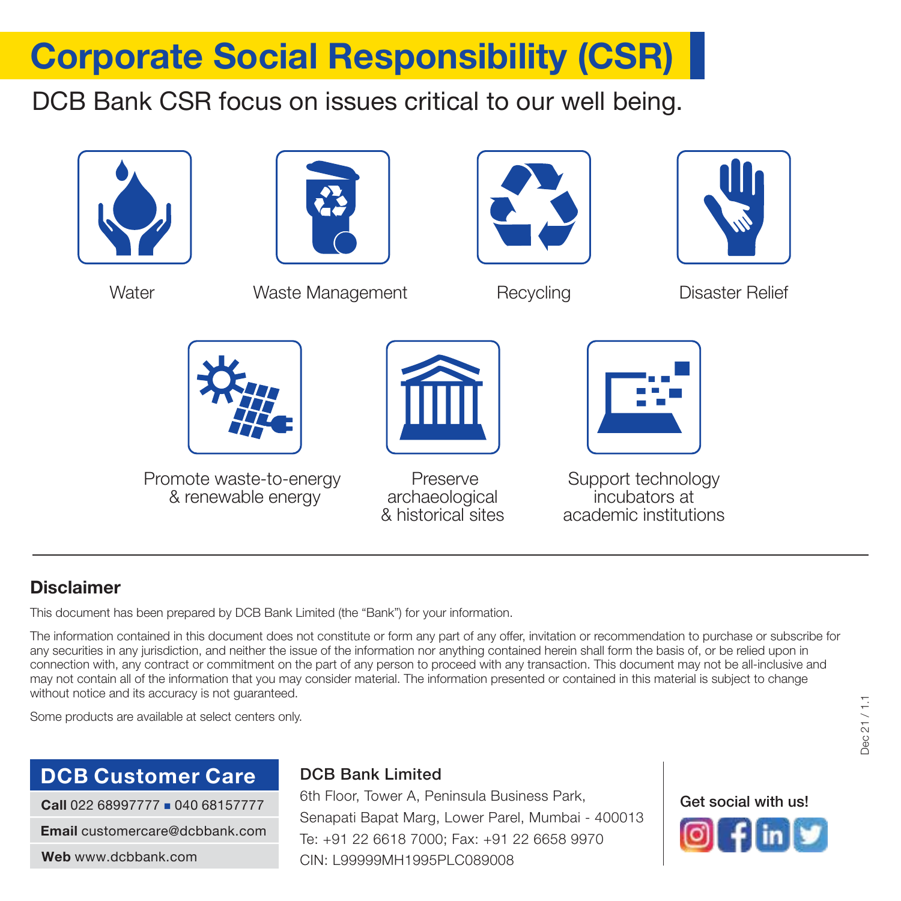# Corporate Social Responsibility (CSR)

DCB Bank CSR focus on issues critical to our well being.

- Water
- Waste Management
- Recycling
- Disaster Relief
- Promote waste-to-energy & renewable energy
- Preserve archaeological & historical sites
- Support technology incubators at academic institutions

---

## Disclaimer

This document has been prepared by DCB Bank Limited (the "Bank") for your information.

The information contained in this document does not constitute or form any part of any offer, invitation or recommendation to purchase or subscribe for any securities in any jurisdiction, and neither the issue of the information nor anything contained herein shall form the basis of, or be relied upon in connection with, any contract or commitment on the part of any person to proceed with any transaction. This document may not be all-inclusive and may not contain all of the information that you may consider material. The information presented or contained in this material is subject to change without notice and its accuracy is not guaranteed.

Some products are available at select centers only.

Dec 21 / 1.1

**DCB Customer Care**

**Call** 022 68997777 ▪ 040 68157777

**Email** customercare@dcbbank.com

**Web** www.dcbbank.com

**DCB Bank Limited**

6th Floor, Tower A, Peninsula Business Park,
Senapati Bapat Marg, Lower Parel, Mumbai - 400013
Te: +91 22 6618 7000; Fax: +91 22 6658 9970
CIN: L99999MH1995PLC089008

**Get social with us!**